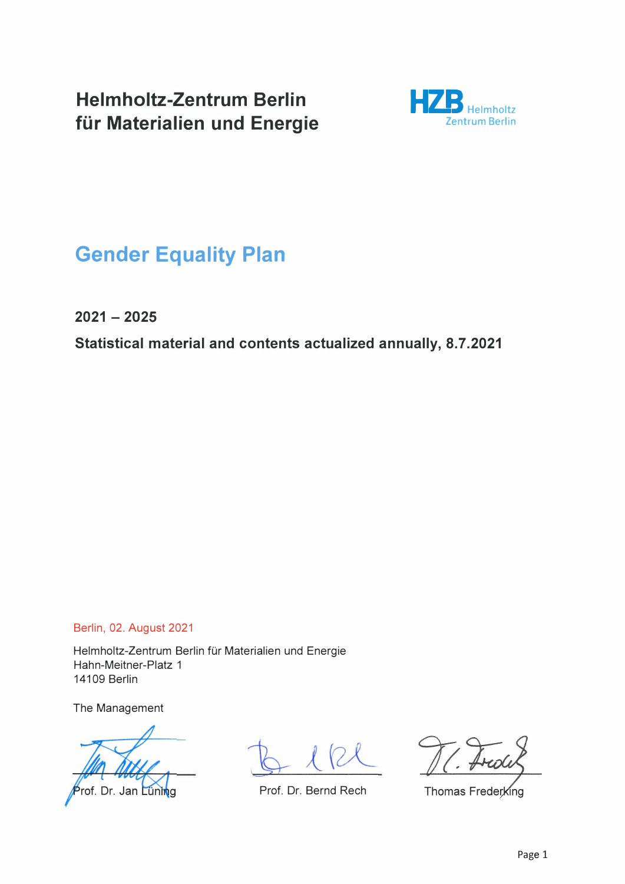# Helmholtz-Zentrum Berlin für Materialien und Energie

HZB Helmholtz Zentrum Berlin

## Gender Equality Plan

**2021 – 2025**

**Statistical material and contents actualized annually, 8.7.2021**

Berlin, 02. August 2021

Helmholtz-Zentrum Berlin für Materialien und Energie
Hahn-Meitner-Platz 1
14109 Berlin

The Management

Prof. Dr. Jan Lüning

Prof. Dr. Bernd Rech

Thomas Frederking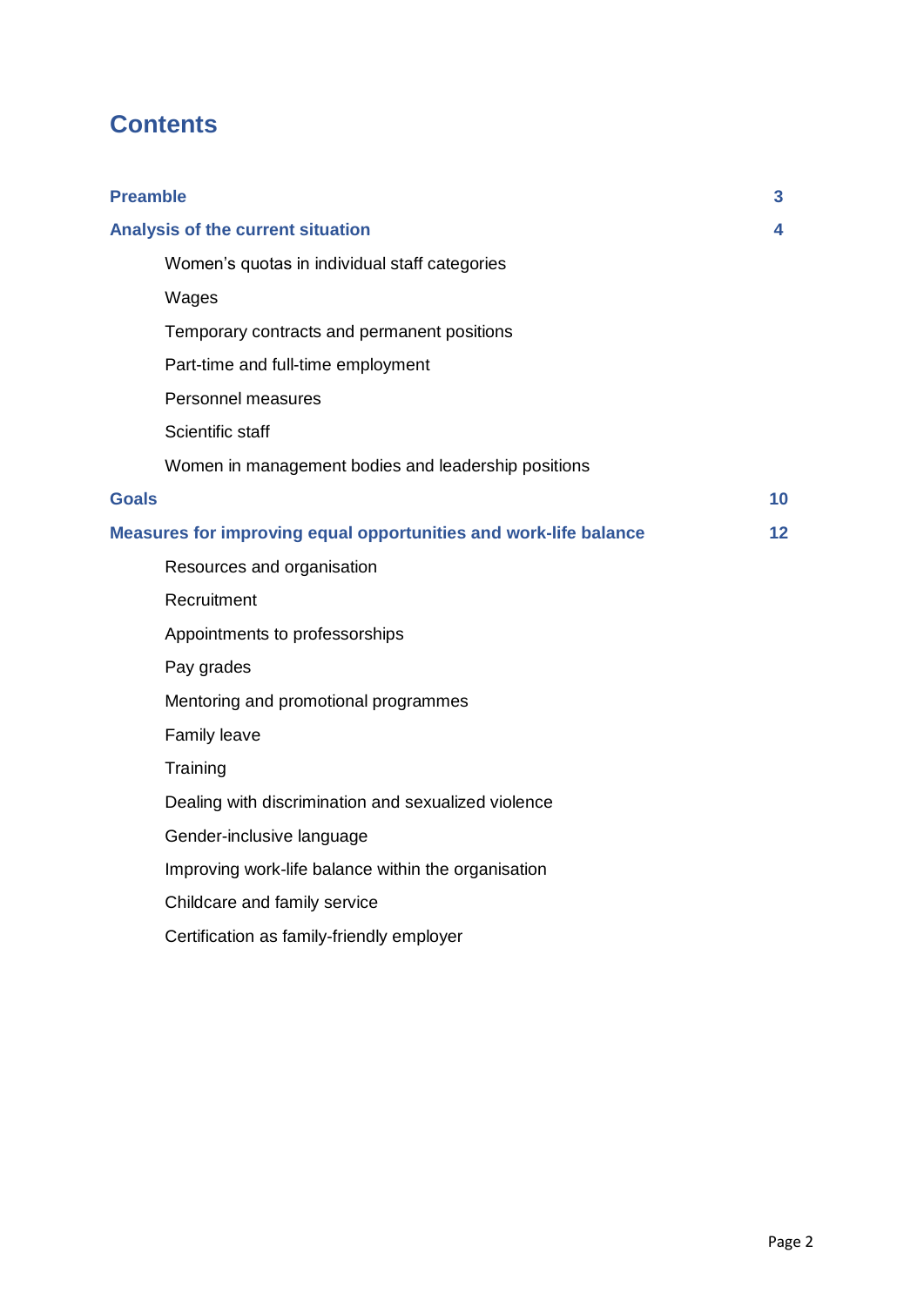# Contents

| | |
|---|---|
| **Preamble** | **3** |
| **Analysis of the current situation** | **4** |
| Women’s quotas in individual staff categories | |
| Wages | |
| Temporary contracts and permanent positions | |
| Part-time and full-time employment | |
| Personnel measures | |
| Scientific staff | |
| Women in management bodies and leadership positions | |
| **Goals** | **10** |
| **Measures for improving equal opportunities and work-life balance** | **12** |
| Resources and organisation | |
| Recruitment | |
| Appointments to professorships | |
| Pay grades | |
| Mentoring and promotional programmes | |
| Family leave | |
| Training | |
| Dealing with discrimination and sexualized violence | |
| Gender-inclusive language | |
| Improving work-life balance within the organisation | |
| Childcare and family service | |
| Certification as family-friendly employer | |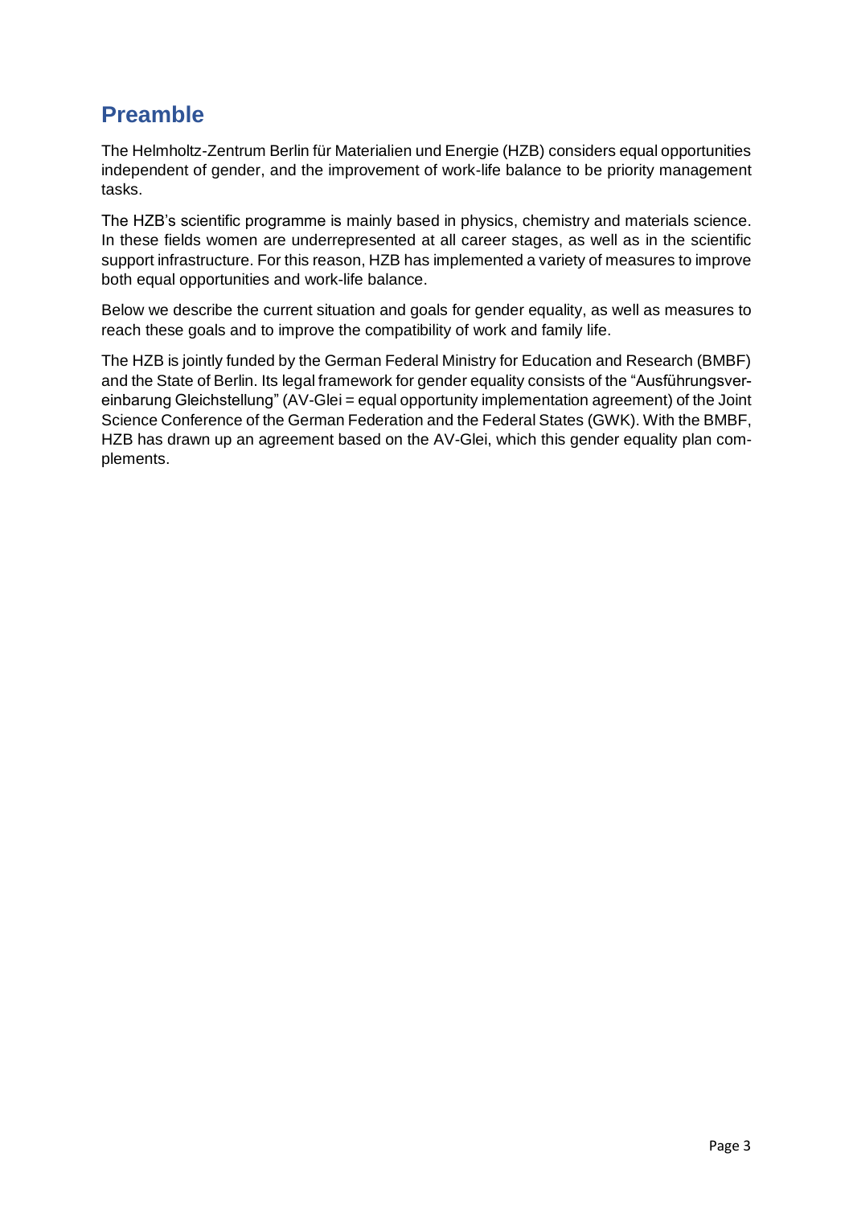# Preamble

The Helmholtz-Zentrum Berlin für Materialien und Energie (HZB) considers equal opportunities independent of gender, and the improvement of work-life balance to be priority management tasks.

The HZB's scientific programme is mainly based in physics, chemistry and materials science. In these fields women are underrepresented at all career stages, as well as in the scientific support infrastructure. For this reason, HZB has implemented a variety of measures to improve both equal opportunities and work-life balance.

Below we describe the current situation and goals for gender equality, as well as measures to reach these goals and to improve the compatibility of work and family life.

The HZB is jointly funded by the German Federal Ministry for Education and Research (BMBF) and the State of Berlin. Its legal framework for gender equality consists of the "Ausführungsvereinbarung Gleichstellung" (AV-Glei = equal opportunity implementation agreement) of the Joint Science Conference of the German Federation and the Federal States (GWK). With the BMBF, HZB has drawn up an agreement based on the AV-Glei, which this gender equality plan complements.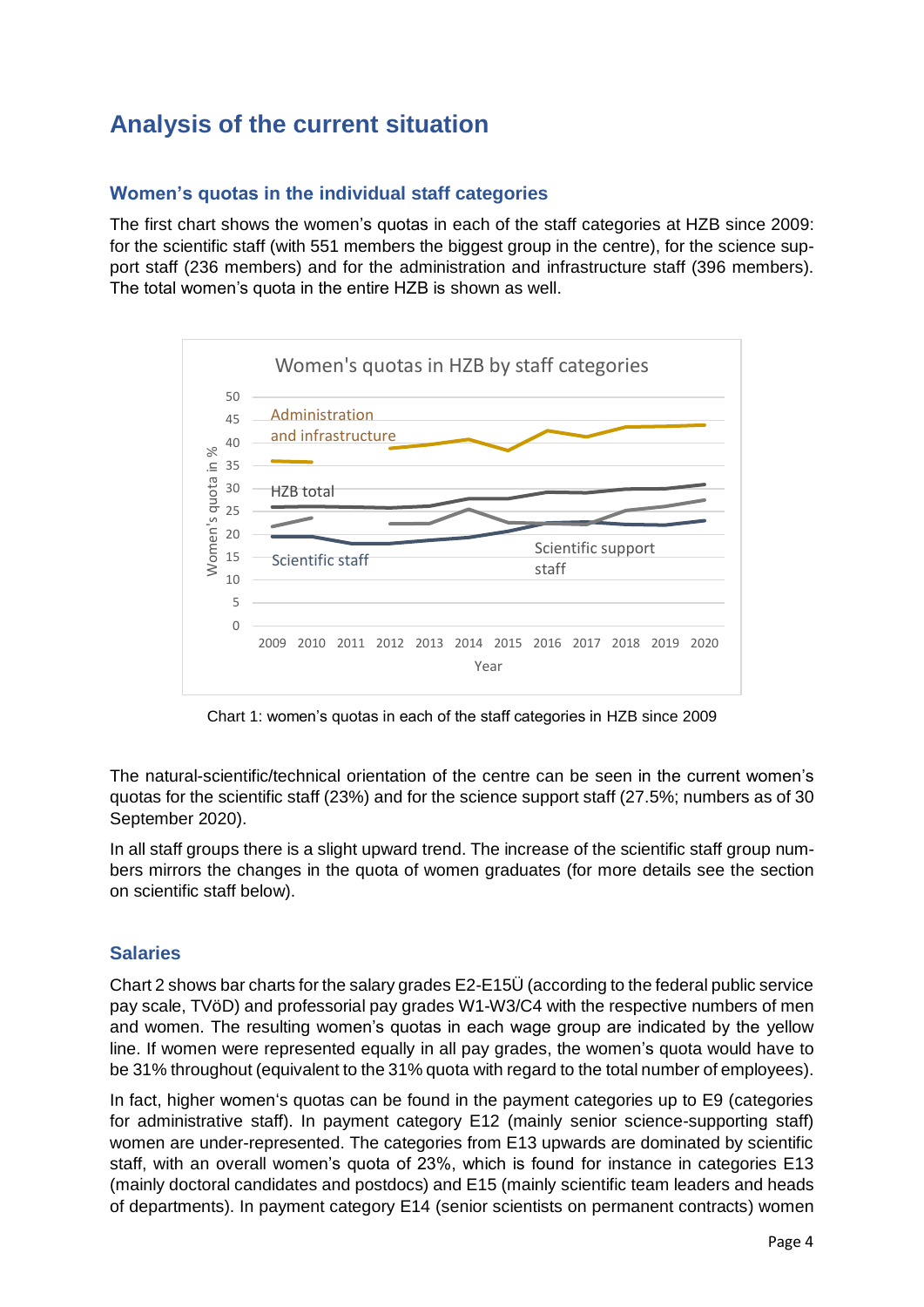# Analysis of the current situation

## Women's quotas in the individual staff categories

The first chart shows the women's quotas in each of the staff categories at HZB since 2009: for the scientific staff (with 551 members the biggest group in the centre), for the science support staff (236 members) and for the administration and infrastructure staff (396 members). The total women's quota in the entire HZB is shown as well.

Chart 1: women's quotas in each of the staff categories in HZB since 2009

The natural-scientific/technical orientation of the centre can be seen in the current women's quotas for the scientific staff (23%) and for the science support staff (27.5%; numbers as of 30 September 2020).

In all staff groups there is a slight upward trend. The increase of the scientific staff group numbers mirrors the changes in the quota of women graduates (for more details see the section on scientific staff below).

## Salaries

Chart 2 shows bar charts for the salary grades E2-E15Ü (according to the federal public service pay scale, TVöD) and professorial pay grades W1-W3/C4 with the respective numbers of men and women. The resulting women's quotas in each wage group are indicated by the yellow line. If women were represented equally in all pay grades, the women's quota would have to be 31% throughout (equivalent to the 31% quota with regard to the total number of employees).

In fact, higher women's quotas can be found in the payment categories up to E9 (categories for administrative staff). In payment category E12 (mainly senior science-supporting staff) women are under-represented. The categories from E13 upwards are dominated by scientific staff, with an overall women's quota of 23%, which is found for instance in categories E13 (mainly doctoral candidates and postdocs) and E15 (mainly scientific team leaders and heads of departments). In payment category E14 (senior scientists on permanent contracts) women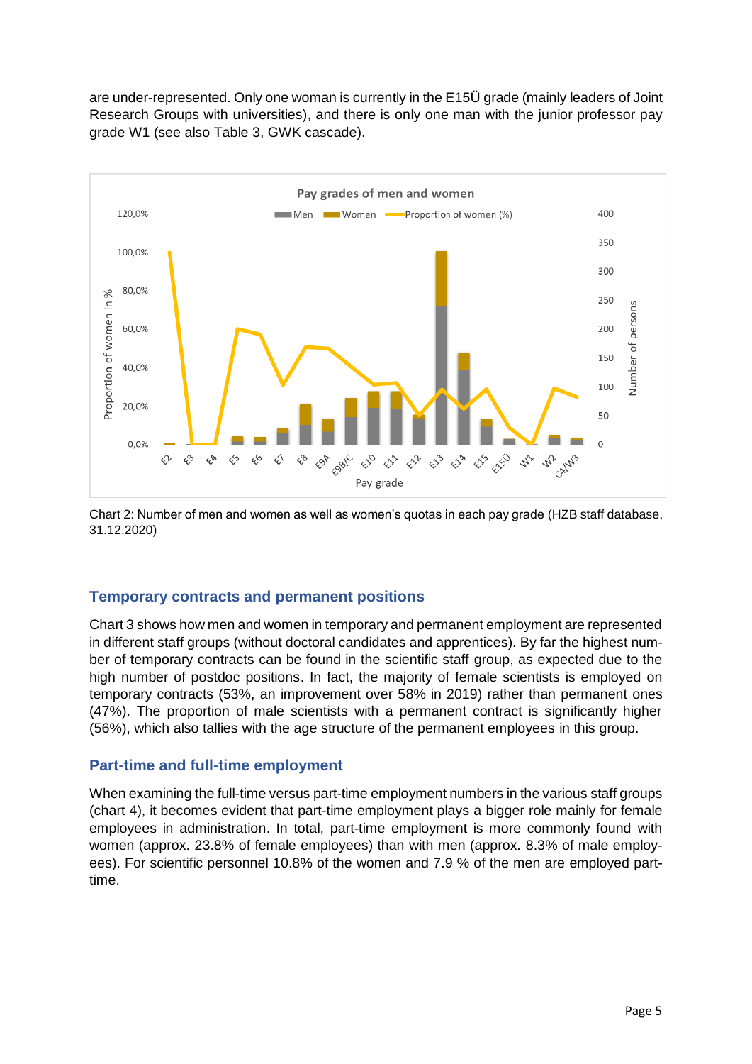are under-represented. Only one woman is currently in the E15Ü grade (mainly leaders of Joint Research Groups with universities), and there is only one man with the junior professor pay grade W1 (see also Table 3, GWK cascade).

Chart 2: Number of men and women as well as women's quotas in each pay grade (HZB staff database, 31.12.2020)

## Temporary contracts and permanent positions

Chart 3 shows how men and women in temporary and permanent employment are represented in different staff groups (without doctoral candidates and apprentices). By far the highest number of temporary contracts can be found in the scientific staff group, as expected due to the high number of postdoc positions. In fact, the majority of female scientists is employed on temporary contracts (53%, an improvement over 58% in 2019) rather than permanent ones (47%). The proportion of male scientists with a permanent contract is significantly higher (56%), which also tallies with the age structure of the permanent employees in this group.

## Part-time and full-time employment

When examining the full-time versus part-time employment numbers in the various staff groups (chart 4), it becomes evident that part-time employment plays a bigger role mainly for female employees in administration. In total, part-time employment is more commonly found with women (approx. 23.8% of female employees) than with men (approx. 8.3% of male employees). For scientific personnel 10.8% of the women and 7.9 % of the men are employed part-time.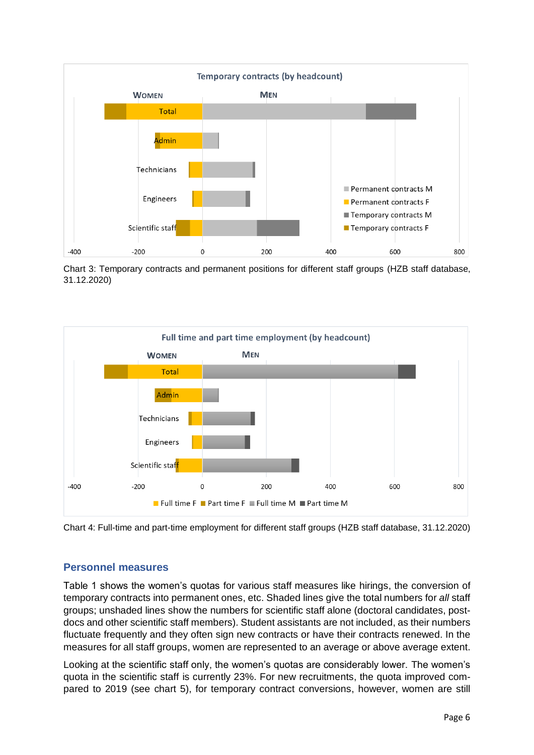Chart 3: Temporary contracts and permanent positions for different staff groups (HZB staff database, 31.12.2020)

Chart 4: Full-time and part-time employment for different staff groups (HZB staff database, 31.12.2020)

## Personnel measures

Table 1 shows the women's quotas for various staff measures like hirings, the conversion of temporary contracts into permanent ones, etc. Shaded lines give the total numbers for *all* staff groups; unshaded lines show the numbers for scientific staff alone (doctoral candidates, post-docs and other scientific staff members). Student assistants are not included, as their numbers fluctuate frequently and they often sign new contracts or have their contracts renewed. In the measures for all staff groups, women are represented to an average or above average extent.

Looking at the scientific staff only, the women's quotas are considerably lower. The women's quota in the scientific staff is currently 23%. For new recruitments, the quota improved compared to 2019 (see chart 5), for temporary contract conversions, however, women are still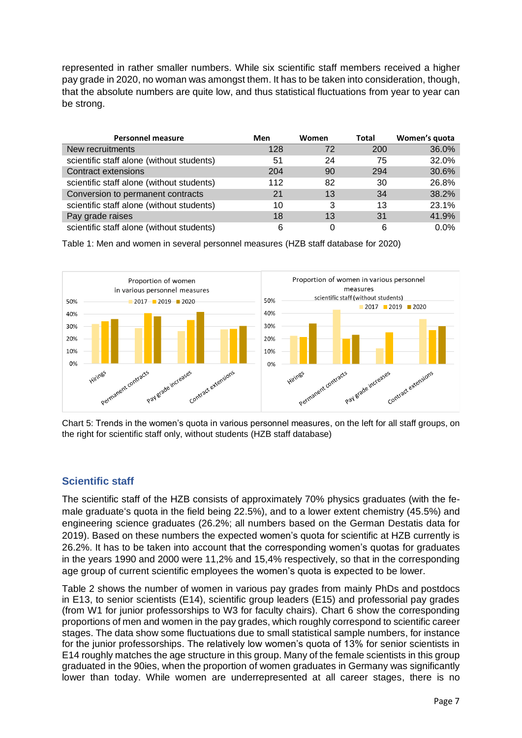represented in rather smaller numbers. While six scientific staff members received a higher pay grade in 2020, no woman was amongst them. It has to be taken into consideration, though, that the absolute numbers are quite low, and thus statistical fluctuations from year to year can be strong.

| Personnel measure | Men | Women | Total | Women's quota |
|---|---|---|---|---|
| New recruitments | 128 | 72 | 200 | 36.0% |
| scientific staff alone (without students) | 51 | 24 | 75 | 32.0% |
| Contract extensions | 204 | 90 | 294 | 30.6% |
| scientific staff alone (without students) | 112 | 82 | 30 | 26.8% |
| Conversion to permanent contracts | 21 | 13 | 34 | 38.2% |
| scientific staff alone (without students) | 10 | 3 | 13 | 23.1% |
| Pay grade raises | 18 | 13 | 31 | 41.9% |
| scientific staff alone (without students) | 6 | 0 | 6 | 0.0% |

Table 1: Men and women in several personnel measures (HZB staff database for 2020)

Chart 5: Trends in the women's quota in various personnel measures, on the left for all staff groups, on the right for scientific staff only, without students (HZB staff database)

## Scientific staff

The scientific staff of the HZB consists of approximately 70% physics graduates (with the female graduate's quota in the field being 22.5%), and to a lower extent chemistry (45.5%) and engineering science graduates (26.2%; all numbers based on the German Destatis data for 2019). Based on these numbers the expected women's quota for scientific at HZB currently is 26.2%. It has to be taken into account that the corresponding women's quotas for graduates in the years 1990 and 2000 were 11,2% and 15,4% respectively, so that in the corresponding age group of current scientific employees the women's quota is expected to be lower.

Table 2 shows the number of women in various pay grades from mainly PhDs and postdocs in E13, to senior scientists (E14), scientific group leaders (E15) and professorial pay grades (from W1 for junior professorships to W3 for faculty chairs). Chart 6 show the corresponding proportions of men and women in the pay grades, which roughly correspond to scientific career stages. The data show some fluctuations due to small statistical sample numbers, for instance for the junior professorships. The relatively low women's quota of 13% for senior scientists in E14 roughly matches the age structure in this group. Many of the female scientists in this group graduated in the 90ies, when the proportion of women graduates in Germany was significantly lower than today. While women are underrepresented at all career stages, there is no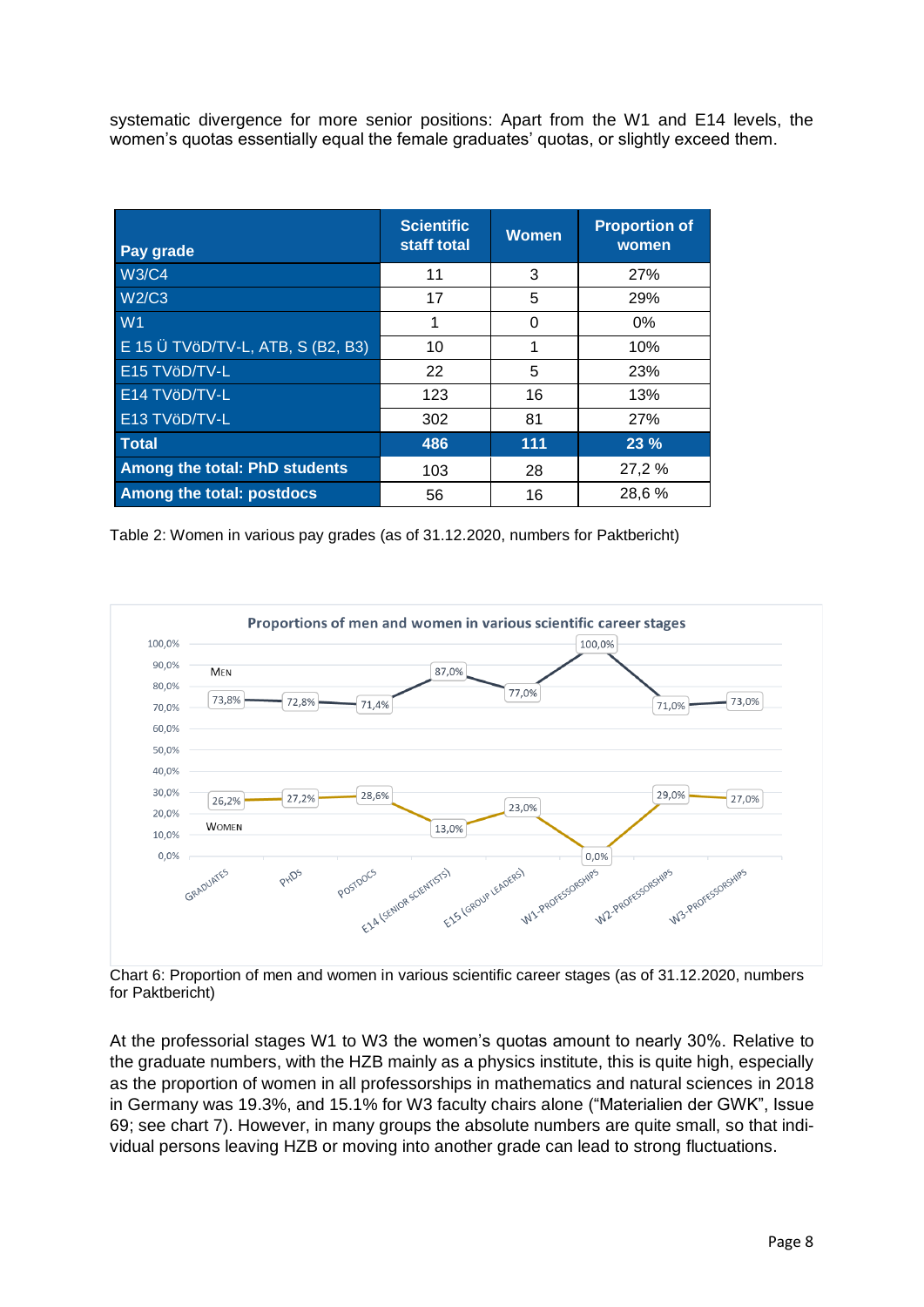systematic divergence for more senior positions: Apart from the W1 and E14 levels, the women's quotas essentially equal the female graduates' quotas, or slightly exceed them.

| Pay grade | Scientific staff total | Women | Proportion of women |
|---|---|---|---|
| W3/C4 | 11 | 3 | 27% |
| W2/C3 | 17 | 5 | 29% |
| W1 | 1 | 0 | 0% |
| E 15 Ü TVöD/TV-L, ATB, S (B2, B3) | 10 | 1 | 10% |
| E15 TVöD/TV-L | 22 | 5 | 23% |
| E14 TVöD/TV-L | 123 | 16 | 13% |
| E13 TVöD/TV-L | 302 | 81 | 27% |
| **Total** | **486** | **111** | **23 %** |
| **Among the total: PhD students** | 103 | 28 | 27,2 % |
| **Among the total: postdocs** | 56 | 16 | 28,6 % |

Table 2: Women in various pay grades (as of 31.12.2020, numbers for Paktbericht)

Chart 6: Proportion of men and women in various scientific career stages (as of 31.12.2020, numbers for Paktbericht)

At the professorial stages W1 to W3 the women's quotas amount to nearly 30%. Relative to the graduate numbers, with the HZB mainly as a physics institute, this is quite high, especially as the proportion of women in all professorships in mathematics and natural sciences in 2018 in Germany was 19.3%, and 15.1% for W3 faculty chairs alone ("Materialien der GWK", Issue 69; see chart 7). However, in many groups the absolute numbers are quite small, so that individual persons leaving HZB or moving into another grade can lead to strong fluctuations.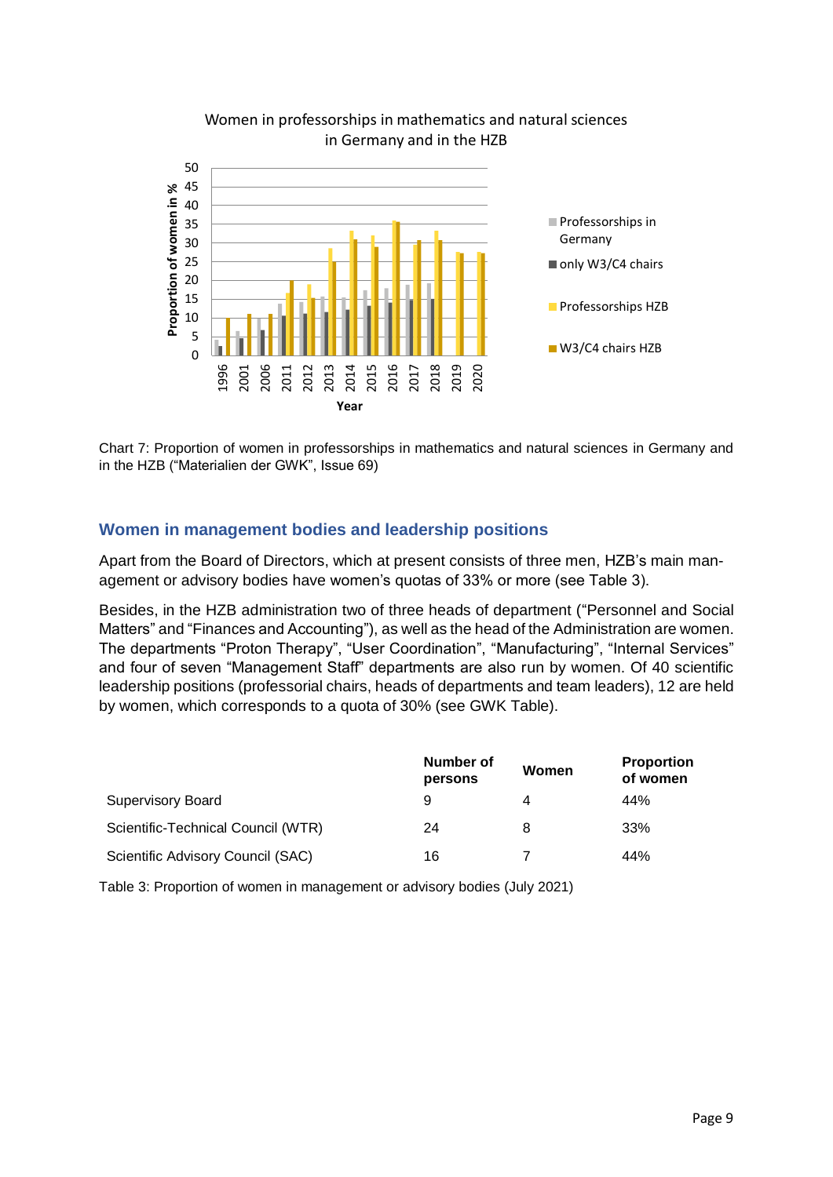Chart 7: Proportion of women in professorships in mathematics and natural sciences in Germany and in the HZB ("Materialien der GWK", Issue 69)

## Women in management bodies and leadership positions

Apart from the Board of Directors, which at present consists of three men, HZB's main management or advisory bodies have women's quotas of 33% or more (see Table 3).

Besides, in the HZB administration two of three heads of department ("Personnel and Social Matters" and "Finances and Accounting"), as well as the head of the Administration are women. The departments "Proton Therapy", "User Coordination", "Manufacturing", "Internal Services" and four of seven "Management Staff" departments are also run by women. Of 40 scientific leadership positions (professorial chairs, heads of departments and team leaders), 12 are held by women, which corresponds to a quota of 30% (see GWK Table).

| | Number of persons | Women | Proportion of women |
|---|---|---|---|
| Supervisory Board | 9 | 4 | 44% |
| Scientific-Technical Council (WTR) | 24 | 8 | 33% |
| Scientific Advisory Council (SAC) | 16 | 7 | 44% |

Table 3: Proportion of women in management or advisory bodies (July 2021)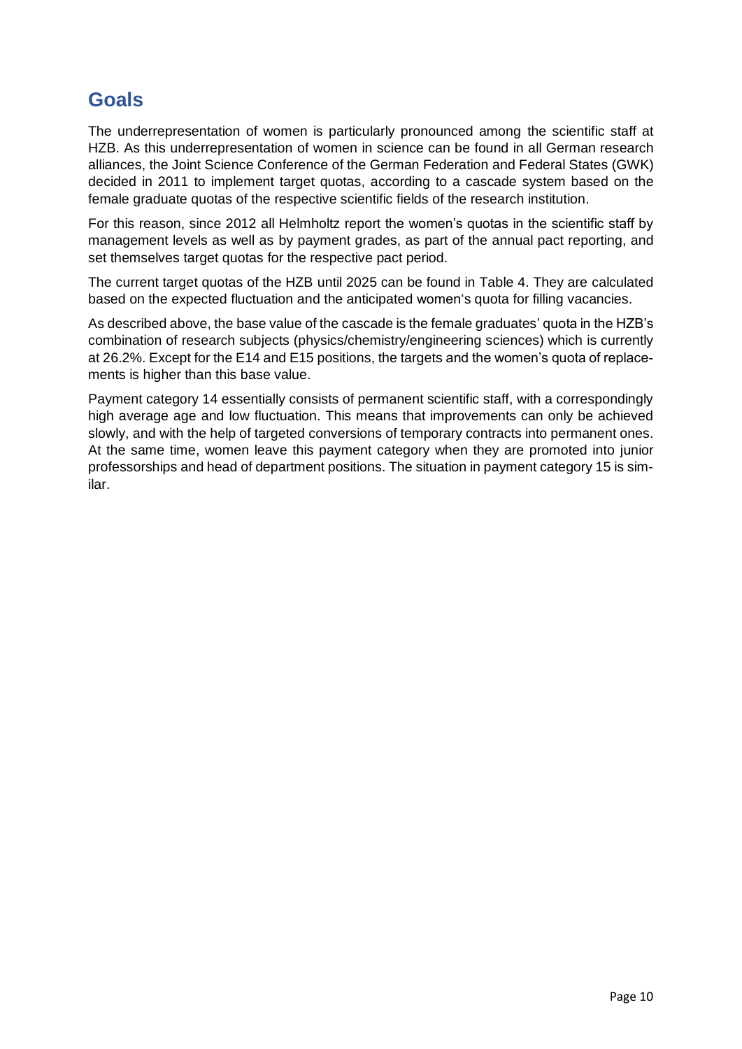# Goals

The underrepresentation of women is particularly pronounced among the scientific staff at HZB. As this underrepresentation of women in science can be found in all German research alliances, the Joint Science Conference of the German Federation and Federal States (GWK) decided in 2011 to implement target quotas, according to a cascade system based on the female graduate quotas of the respective scientific fields of the research institution.

For this reason, since 2012 all Helmholtz report the women's quotas in the scientific staff by management levels as well as by payment grades, as part of the annual pact reporting, and set themselves target quotas for the respective pact period.

The current target quotas of the HZB until 2025 can be found in Table 4. They are calculated based on the expected fluctuation and the anticipated women's quota for filling vacancies.

As described above, the base value of the cascade is the female graduates' quota in the HZB's combination of research subjects (physics/chemistry/engineering sciences) which is currently at 26.2%. Except for the E14 and E15 positions, the targets and the women's quota of replacements is higher than this base value.

Payment category 14 essentially consists of permanent scientific staff, with a correspondingly high average age and low fluctuation. This means that improvements can only be achieved slowly, and with the help of targeted conversions of temporary contracts into permanent ones. At the same time, women leave this payment category when they are promoted into junior professorships and head of department positions. The situation in payment category 15 is similar.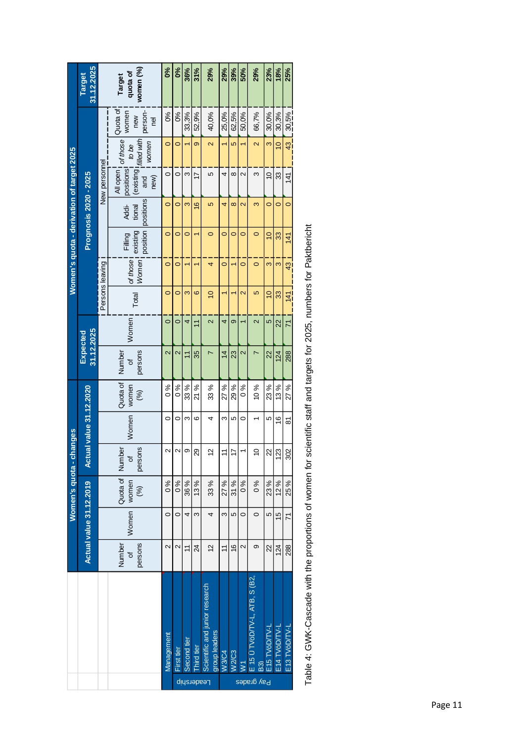| | | Women's quota - changes | | | | | | Women's quota - derivation of target 2025 | | | | | | | | | |
|---|---|---|---|---|---|---|---|---|---|---|---|---|---|---|---|---|---|
| | | Actual value 31.12.2019 | | | Actual value 31.12.2020 | | | Expected 31.12.2025 | | Prognosis 2020 - 2025 | | | | | | | Target 31.12.2025 |
| | | | | | | | | | | Persons leaving | | New personnel | | | | | |
| | | Number of persons | Women | Quota of women (%) | Number of persons | Women | Quota of women (%) | Number of persons | Women | Total | *of those Women* | Filling existing position | Additional positions | All open positions (existing and new) | *of those to be filled with women* | Quota of women new personnel | Target quota of women (%) |
| Leadership | Management | 2 | 0 | 0 % | 2 | 0 | 0 % | 2 | 0 | 0 | 0 | 0 | 0 | 0 | 0 | 0% | 0% |
| | First tier | 2 | 0 | 0 % | 2 | 0 | 0 % | 2 | 0 | 0 | 0 | 0 | 0 | 0 | 0 | 0% | 0% |
| | Second tier | 11 | 4 | 36 % | 9 | 3 | 33 % | 11 | 4 | 3 | 1 | 0 | 3 | 3 | 1 | 33,3% | 36% |
| | Third tier | 24 | 3 | 13 % | 29 | 6 | 21 % | 35 | 11 | 6 | 1 | 1 | 16 | 17 | 9 | 52,9% | 31% |
| | Scientific and junior research group leaders | 12 | 4 | 33 % | 12 | 4 | 33 % | 7 | 2 | 10 | 4 | 0 | 5 | 5 | 2 | 40,0% | 29% |
| Pay grades | W3/C4 | 11 | 3 | 27 % | 11 | 3 | 27 % | 14 | 4 | 1 | 0 | 0 | 4 | 4 | 1 | 25,0% | 29% |
| | W2/C3 | 16 | 5 | 31 % | 17 | 5 | 29 % | 23 | 9 | 1 | 1 | 0 | 8 | 8 | 5 | 62,5% | 39% |
| | W1 | 2 | 0 | 0 % | 1 | 0 | 0 % | 2 | 1 | 2 | 0 | 0 | 2 | 2 | 1 | 50,0% | 50% |
| | E 15 Ü TVöD/TV-L, ATB, S (B2, B3) | 9 | 0 | 0 % | 10 | 1 | 10 % | 7 | 2 | 5 | 0 | 0 | 3 | 3 | 2 | 66,7% | 29% |
| | E15 TVöD/TV-L | 22 | 5 | 23 % | 22 | 5 | 23 % | 22 | 5 | 10 | 3 | 10 | 0 | 10 | 3 | 30,0% | 23% |
| | E14 TVöD/TV-L | 124 | 15 | 12 % | 123 | 16 | 13 % | 124 | 22 | 33 | 3 | 33 | 0 | 33 | 10 | 30,3% | 18% |
| | E13 TVöD/TV-L | 288 | 71 | 25 % | 302 | 81 | 27 % | 288 | 71 | 141 | 43 | 141 | 0 | 141 | 43 | 30,5% | 25% |

Table 4: GWK-Cascade with the proportions of women for scientific staff and targets for 2025, numbers for Paktbericht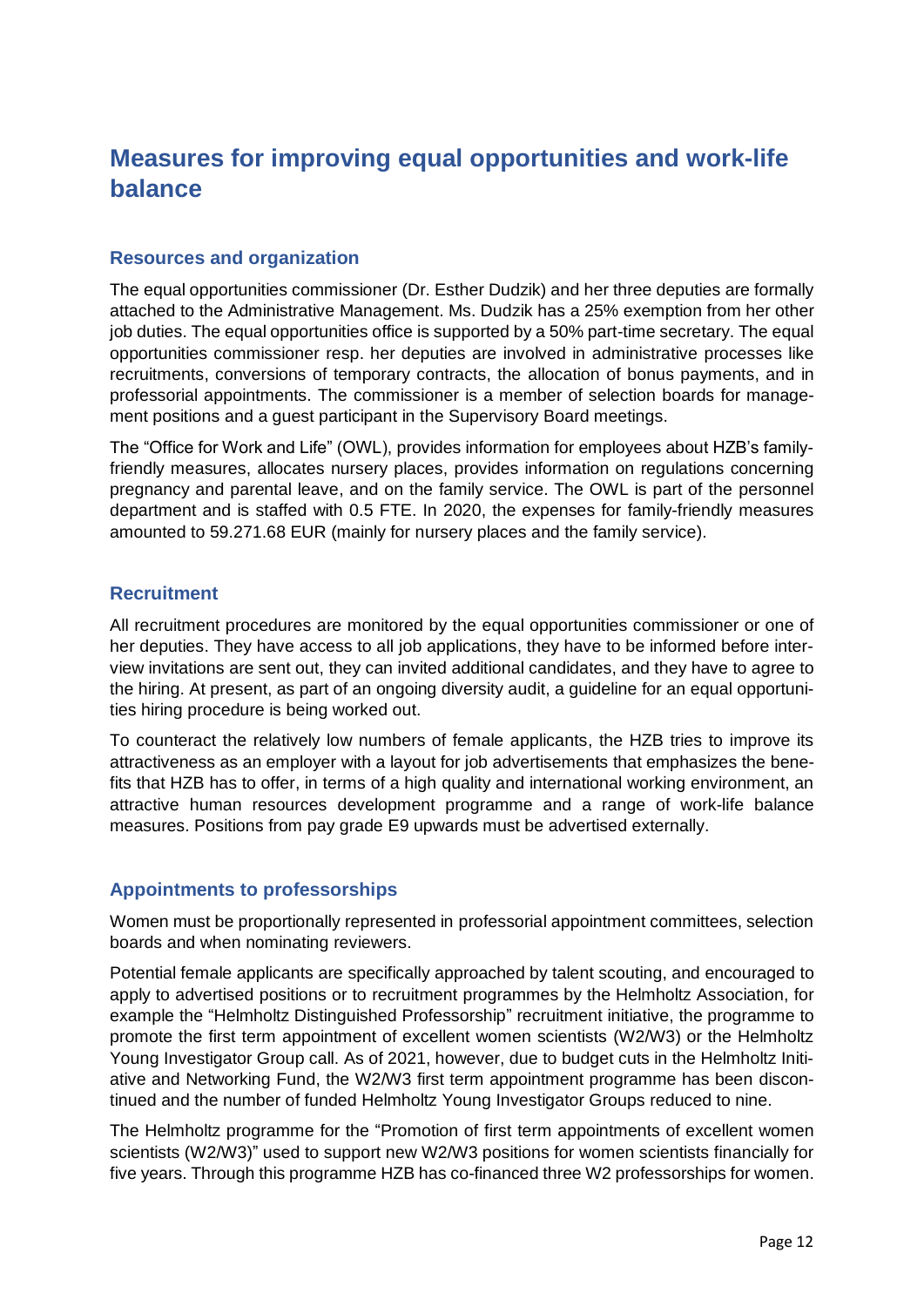# Measures for improving equal opportunities and work-life balance

## Resources and organization

The equal opportunities commissioner (Dr. Esther Dudzik) and her three deputies are formally attached to the Administrative Management. Ms. Dudzik has a 25% exemption from her other job duties. The equal opportunities office is supported by a 50% part-time secretary. The equal opportunities commissioner resp. her deputies are involved in administrative processes like recruitments, conversions of temporary contracts, the allocation of bonus payments, and in professorial appointments. The commissioner is a member of selection boards for management positions and a guest participant in the Supervisory Board meetings.

The "Office for Work and Life" (OWL), provides information for employees about HZB's family-friendly measures, allocates nursery places, provides information on regulations concerning pregnancy and parental leave, and on the family service. The OWL is part of the personnel department and is staffed with 0.5 FTE. In 2020, the expenses for family-friendly measures amounted to 59.271.68 EUR (mainly for nursery places and the family service).

## Recruitment

All recruitment procedures are monitored by the equal opportunities commissioner or one of her deputies. They have access to all job applications, they have to be informed before interview invitations are sent out, they can invited additional candidates, and they have to agree to the hiring. At present, as part of an ongoing diversity audit, a guideline for an equal opportunities hiring procedure is being worked out.

To counteract the relatively low numbers of female applicants, the HZB tries to improve its attractiveness as an employer with a layout for job advertisements that emphasizes the benefits that HZB has to offer, in terms of a high quality and international working environment, an attractive human resources development programme and a range of work-life balance measures. Positions from pay grade E9 upwards must be advertised externally.

## Appointments to professorships

Women must be proportionally represented in professorial appointment committees, selection boards and when nominating reviewers.

Potential female applicants are specifically approached by talent scouting, and encouraged to apply to advertised positions or to recruitment programmes by the Helmholtz Association, for example the "Helmholtz Distinguished Professorship" recruitment initiative, the programme to promote the first term appointment of excellent women scientists (W2/W3) or the Helmholtz Young Investigator Group call. As of 2021, however, due to budget cuts in the Helmholtz Initiative and Networking Fund, the W2/W3 first term appointment programme has been discontinued and the number of funded Helmholtz Young Investigator Groups reduced to nine.

The Helmholtz programme for the "Promotion of first term appointments of excellent women scientists (W2/W3)" used to support new W2/W3 positions for women scientists financially for five years. Through this programme HZB has co-financed three W2 professorships for women.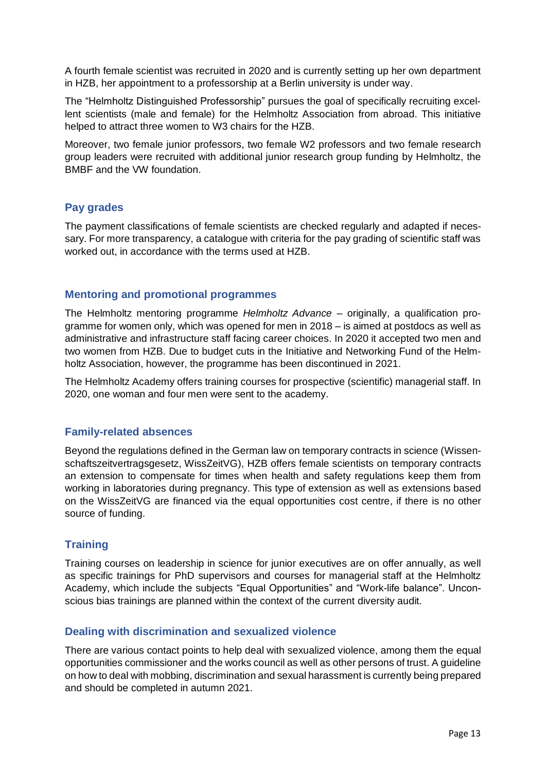A fourth female scientist was recruited in 2020 and is currently setting up her own department in HZB, her appointment to a professorship at a Berlin university is under way.

The "Helmholtz Distinguished Professorship" pursues the goal of specifically recruiting excellent scientists (male and female) for the Helmholtz Association from abroad. This initiative helped to attract three women to W3 chairs for the HZB.

Moreover, two female junior professors, two female W2 professors and two female research group leaders were recruited with additional junior research group funding by Helmholtz, the BMBF and the VW foundation.

## Pay grades

The payment classifications of female scientists are checked regularly and adapted if necessary. For more transparency, a catalogue with criteria for the pay grading of scientific staff was worked out, in accordance with the terms used at HZB.

## Mentoring and promotional programmes

The Helmholtz mentoring programme *Helmholtz Advance* – originally, a qualification programme for women only, which was opened for men in 2018 – is aimed at postdocs as well as administrative and infrastructure staff facing career choices. In 2020 it accepted two men and two women from HZB. Due to budget cuts in the Initiative and Networking Fund of the Helmholtz Association, however, the programme has been discontinued in 2021.

The Helmholtz Academy offers training courses for prospective (scientific) managerial staff. In 2020, one woman and four men were sent to the academy.

## Family-related absences

Beyond the regulations defined in the German law on temporary contracts in science (Wissenschaftszeitvertragsgesetz, WissZeitVG), HZB offers female scientists on temporary contracts an extension to compensate for times when health and safety regulations keep them from working in laboratories during pregnancy. This type of extension as well as extensions based on the WissZeitVG are financed via the equal opportunities cost centre, if there is no other source of funding.

## Training

Training courses on leadership in science for junior executives are on offer annually, as well as specific trainings for PhD supervisors and courses for managerial staff at the Helmholtz Academy, which include the subjects "Equal Opportunities" and "Work-life balance". Unconscious bias trainings are planned within the context of the current diversity audit.

## Dealing with discrimination and sexualized violence

There are various contact points to help deal with sexualized violence, among them the equal opportunities commissioner and the works council as well as other persons of trust. A guideline on how to deal with mobbing, discrimination and sexual harassment is currently being prepared and should be completed in autumn 2021.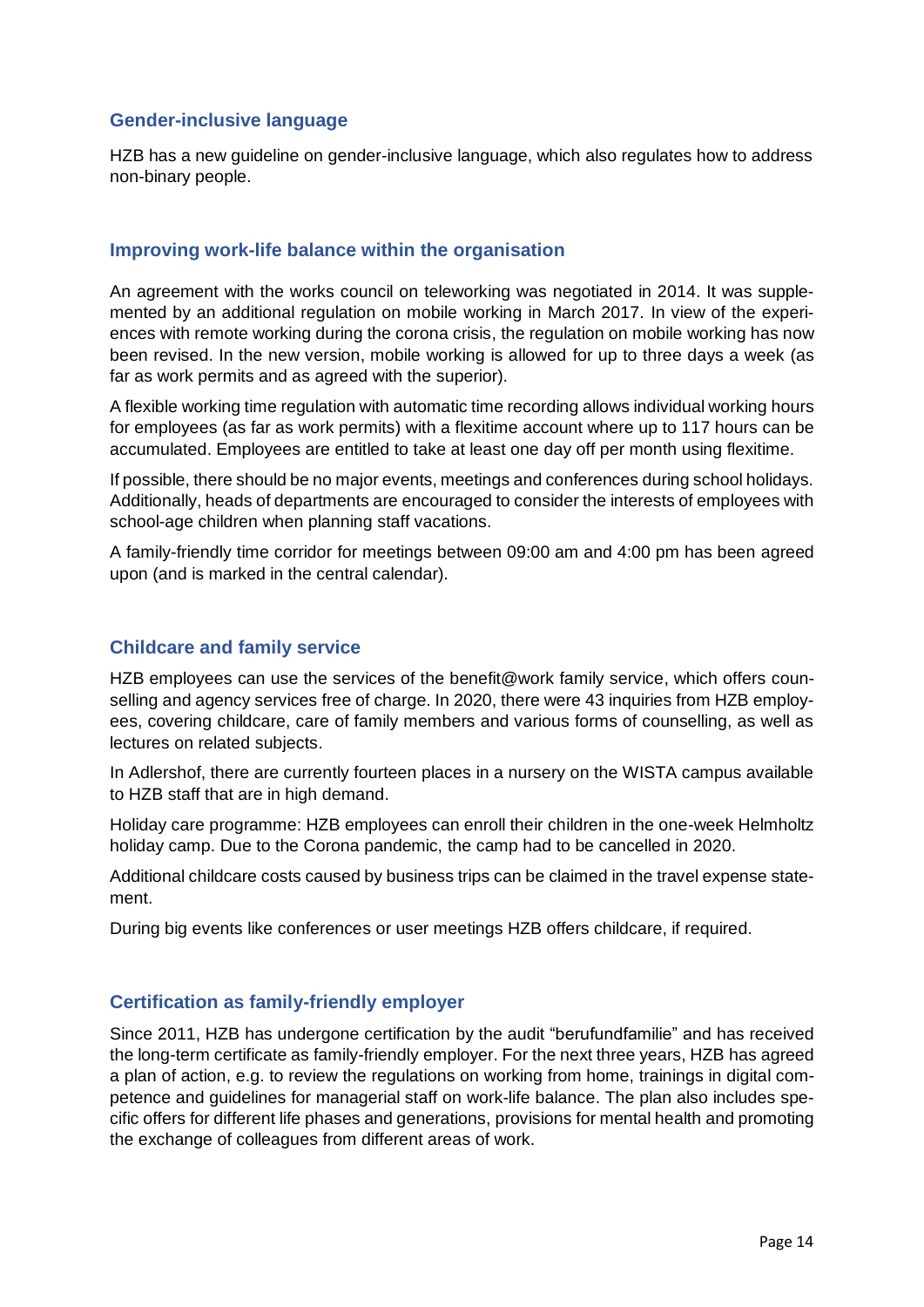## Gender-inclusive language

HZB has a new guideline on gender-inclusive language, which also regulates how to address non-binary people.

## Improving work-life balance within the organisation

An agreement with the works council on teleworking was negotiated in 2014. It was supplemented by an additional regulation on mobile working in March 2017. In view of the experiences with remote working during the corona crisis, the regulation on mobile working has now been revised. In the new version, mobile working is allowed for up to three days a week (as far as work permits and as agreed with the superior).

A flexible working time regulation with automatic time recording allows individual working hours for employees (as far as work permits) with a flexitime account where up to 117 hours can be accumulated. Employees are entitled to take at least one day off per month using flexitime.

If possible, there should be no major events, meetings and conferences during school holidays. Additionally, heads of departments are encouraged to consider the interests of employees with school-age children when planning staff vacations.

A family-friendly time corridor for meetings between 09:00 am and 4:00 pm has been agreed upon (and is marked in the central calendar).

## Childcare and family service

HZB employees can use the services of the benefit@work family service, which offers counselling and agency services free of charge. In 2020, there were 43 inquiries from HZB employees, covering childcare, care of family members and various forms of counselling, as well as lectures on related subjects.

In Adlershof, there are currently fourteen places in a nursery on the WISTA campus available to HZB staff that are in high demand.

Holiday care programme: HZB employees can enroll their children in the one-week Helmholtz holiday camp. Due to the Corona pandemic, the camp had to be cancelled in 2020.

Additional childcare costs caused by business trips can be claimed in the travel expense statement.

During big events like conferences or user meetings HZB offers childcare, if required.

## Certification as family-friendly employer

Since 2011, HZB has undergone certification by the audit "berufundfamilie" and has received the long-term certificate as family-friendly employer. For the next three years, HZB has agreed a plan of action, e.g. to review the regulations on working from home, trainings in digital competence and guidelines for managerial staff on work-life balance. The plan also includes specific offers for different life phases and generations, provisions for mental health and promoting the exchange of colleagues from different areas of work.